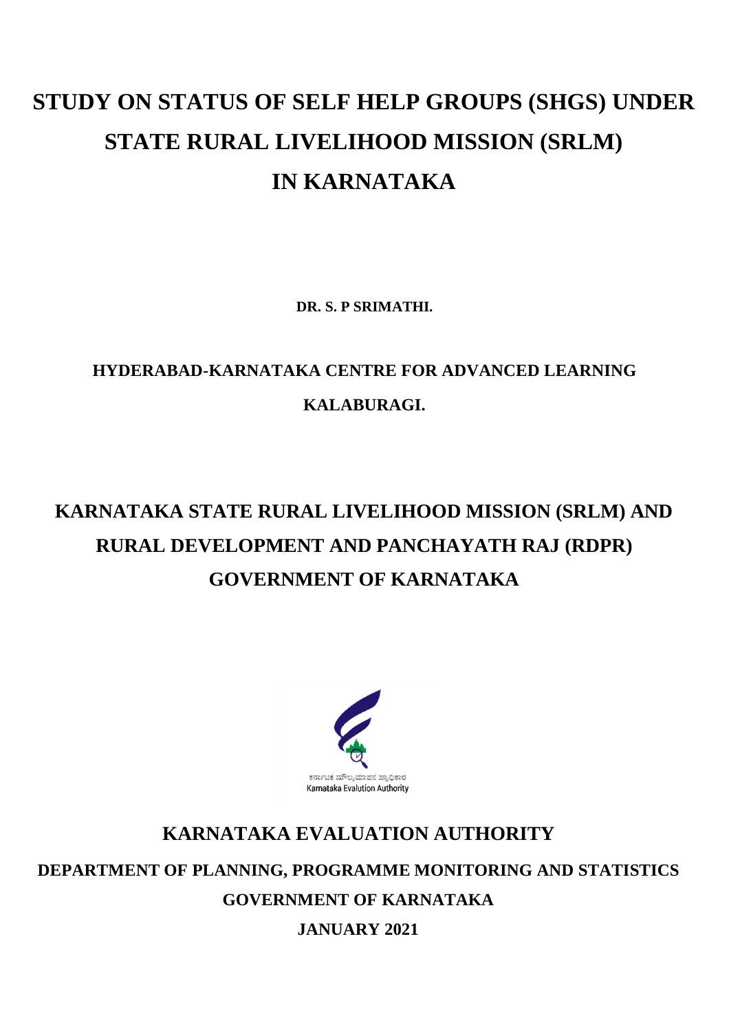# STUDY ON STATUS OF SELF HELP GROUPS (SHGS) UNDER STATE RURAL LIVELIHOOD MISSION (SRLM) IN KARNATAKA

**DR. S. P SRIMATHI.**

**HYDERABAD-KARNATAKA CENTRE FOR ADVANCED LEARNING**

**KALABURAGI.**

## KARNATAKA STATE RURAL LIVELIHOOD MISSION (SRLM) AND RURAL DEVELOPMENT AND PANCHAYATH RAJ (RDPR) GOVERNMENT OF KARNATAKA

ಕರ್ನಾಟಕ ಮೌಲ್ಯಮಾಪನ ಪ್ರಾಧಿಕಾರ
Karnataka Evalution Authority

## KARNATAKA EVALUATION AUTHORITY

**DEPARTMENT OF PLANNING, PROGRAMME MONITORING AND STATISTICS**

**GOVERNMENT OF KARNATAKA**

**JANUARY 2021**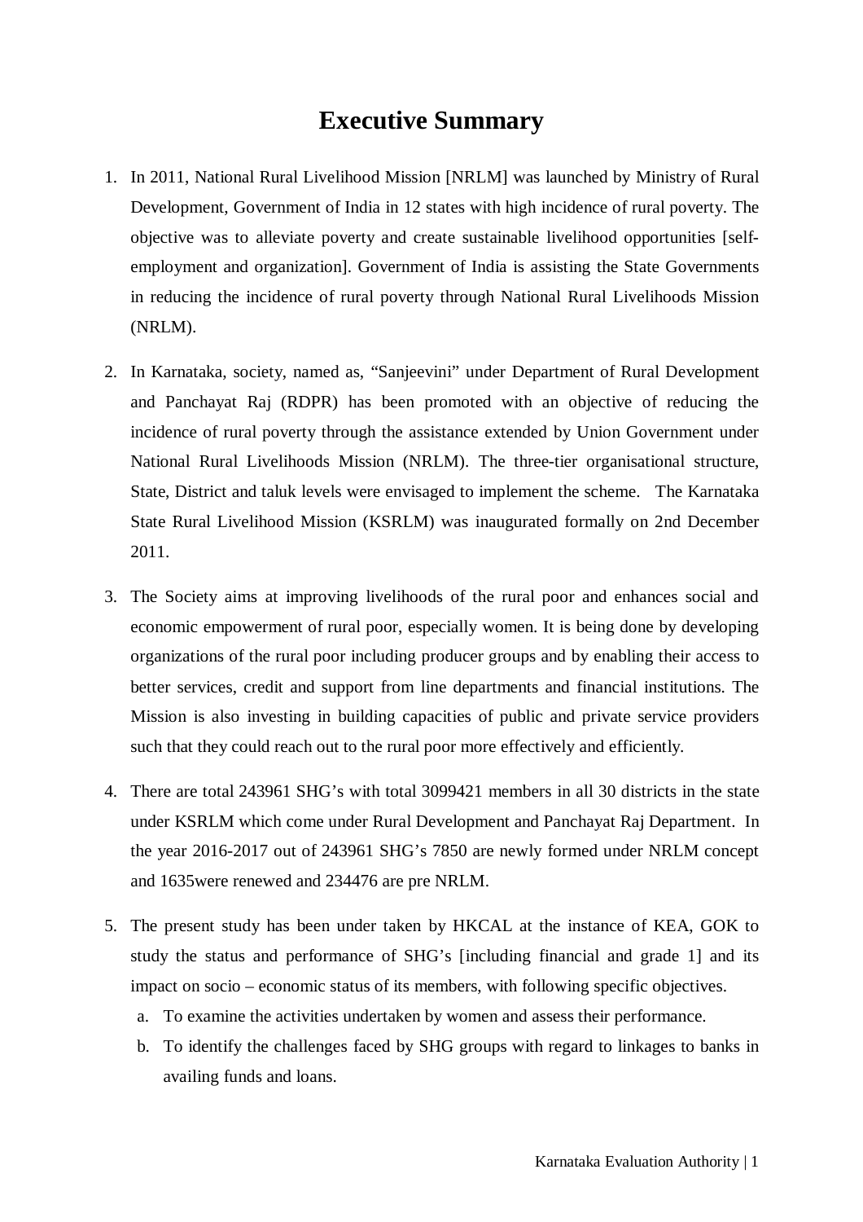# Executive Summary

1. In 2011, National Rural Livelihood Mission [NRLM] was launched by Ministry of Rural Development, Government of India in 12 states with high incidence of rural poverty. The objective was to alleviate poverty and create sustainable livelihood opportunities [self-employment and organization]. Government of India is assisting the State Governments in reducing the incidence of rural poverty through National Rural Livelihoods Mission (NRLM).

2. In Karnataka, society, named as, "Sanjeevini" under Department of Rural Development and Panchayat Raj (RDPR) has been promoted with an objective of reducing the incidence of rural poverty through the assistance extended by Union Government under National Rural Livelihoods Mission (NRLM). The three-tier organisational structure, State, District and taluk levels were envisaged to implement the scheme. The Karnataka State Rural Livelihood Mission (KSRLM) was inaugurated formally on 2nd December 2011.

3. The Society aims at improving livelihoods of the rural poor and enhances social and economic empowerment of rural poor, especially women. It is being done by developing organizations of the rural poor including producer groups and by enabling their access to better services, credit and support from line departments and financial institutions. The Mission is also investing in building capacities of public and private service providers such that they could reach out to the rural poor more effectively and efficiently.

4. There are total 243961 SHG's with total 3099421 members in all 30 districts in the state under KSRLM which come under Rural Development and Panchayat Raj Department. In the year 2016-2017 out of 243961 SHG's 7850 are newly formed under NRLM concept and 1635were renewed and 234476 are pre NRLM.

5. The present study has been under taken by HKCAL at the instance of KEA, GOK to study the status and performance of SHG's [including financial and grade 1] and its impact on socio – economic status of its members, with following specific objectives.
   a. To examine the activities undertaken by women and assess their performance.
   b. To identify the challenges faced by SHG groups with regard to linkages to banks in availing funds and loans.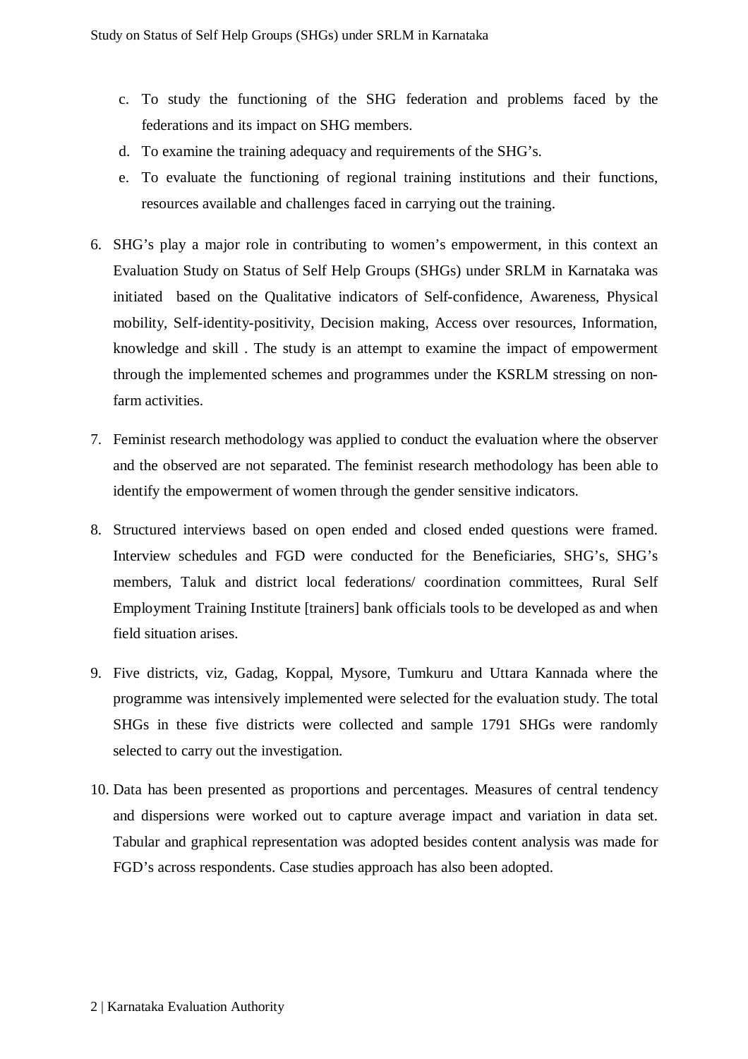c. To study the functioning of the SHG federation and problems faced by the federations and its impact on SHG members.
d. To examine the training adequacy and requirements of the SHG's.
e. To evaluate the functioning of regional training institutions and their functions, resources available and challenges faced in carrying out the training.

6. SHG's play a major role in contributing to women's empowerment, in this context an Evaluation Study on Status of Self Help Groups (SHGs) under SRLM in Karnataka was initiated based on the Qualitative indicators of Self-confidence, Awareness, Physical mobility, Self-identity-positivity, Decision making, Access over resources, Information, knowledge and skill . The study is an attempt to examine the impact of empowerment through the implemented schemes and programmes under the KSRLM stressing on non-farm activities.

7. Feminist research methodology was applied to conduct the evaluation where the observer and the observed are not separated. The feminist research methodology has been able to identify the empowerment of women through the gender sensitive indicators.

8. Structured interviews based on open ended and closed ended questions were framed. Interview schedules and FGD were conducted for the Beneficiaries, SHG's, SHG's members, Taluk and district local federations/ coordination committees, Rural Self Employment Training Institute [trainers] bank officials tools to be developed as and when field situation arises.

9. Five districts, viz, Gadag, Koppal, Mysore, Tumkuru and Uttara Kannada where the programme was intensively implemented were selected for the evaluation study. The total SHGs in these five districts were collected and sample 1791 SHGs were randomly selected to carry out the investigation.

10. Data has been presented as proportions and percentages. Measures of central tendency and dispersions were worked out to capture average impact and variation in data set. Tabular and graphical representation was adopted besides content analysis was made for FGD's across respondents. Case studies approach has also been adopted.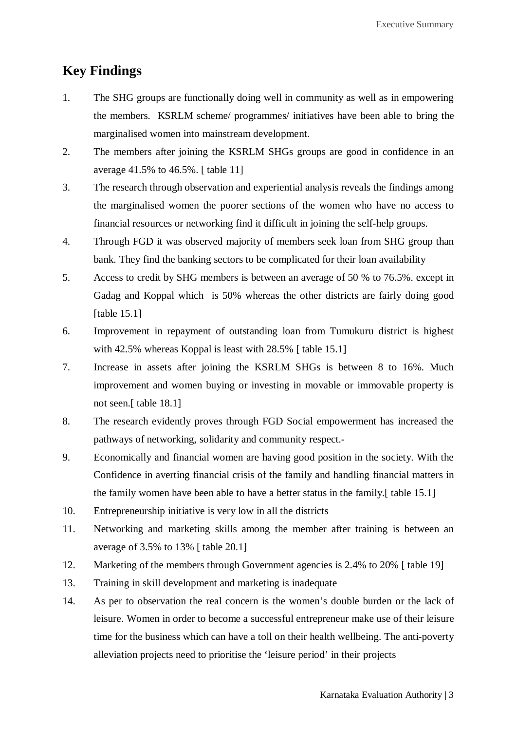## Key Findings

1. The SHG groups are functionally doing well in community as well as in empowering the members. KSRLM scheme/ programmes/ initiatives have been able to bring the marginalised women into mainstream development.
2. The members after joining the KSRLM SHGs groups are good in confidence in an average 41.5% to 46.5%. [ table 11]
3. The research through observation and experiential analysis reveals the findings among the marginalised women the poorer sections of the women who have no access to financial resources or networking find it difficult in joining the self-help groups.
4. Through FGD it was observed majority of members seek loan from SHG group than bank. They find the banking sectors to be complicated for their loan availability
5. Access to credit by SHG members is between an average of 50 % to 76.5%. except in Gadag and Koppal which is 50% whereas the other districts are fairly doing good [table 15.1]
6. Improvement in repayment of outstanding loan from Tumukuru district is highest with 42.5% whereas Koppal is least with 28.5% [ table 15.1]
7. Increase in assets after joining the KSRLM SHGs is between 8 to 16%. Much improvement and women buying or investing in movable or immovable property is not seen.[ table 18.1]
8. The research evidently proves through FGD Social empowerment has increased the pathways of networking, solidarity and community respect.-
9. Economically and financial women are having good position in the society. With the Confidence in averting financial crisis of the family and handling financial matters in the family women have been able to have a better status in the family.[ table 15.1]
10. Entrepreneurship initiative is very low in all the districts
11. Networking and marketing skills among the member after training is between an average of 3.5% to 13% [ table 20.1]
12. Marketing of the members through Government agencies is 2.4% to 20% [ table 19]
13. Training in skill development and marketing is inadequate
14. As per to observation the real concern is the women's double burden or the lack of leisure. Women in order to become a successful entrepreneur make use of their leisure time for the business which can have a toll on their health wellbeing. The anti-poverty alleviation projects need to prioritise the 'leisure period' in their projects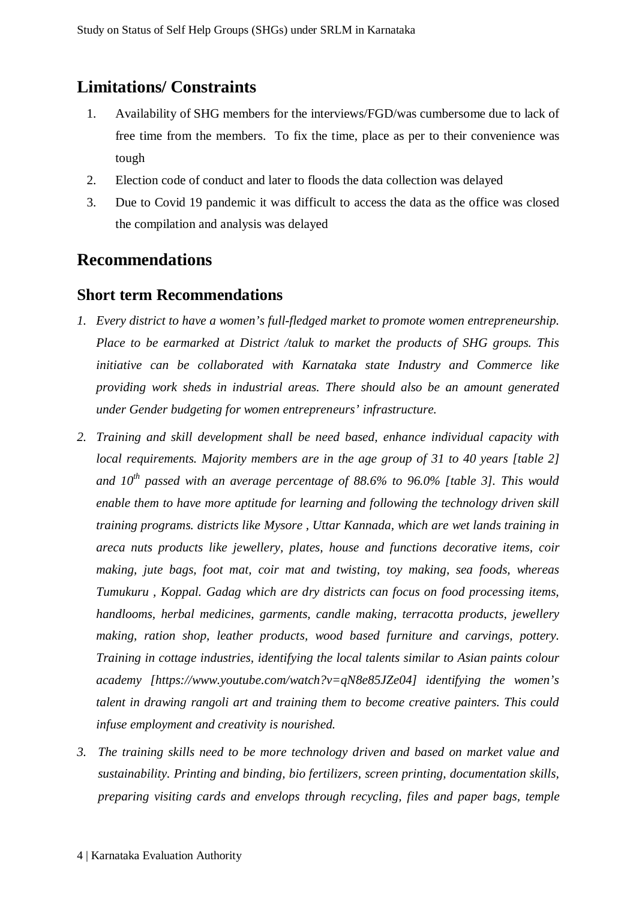## Limitations/ Constraints

1. Availability of SHG members for the interviews/FGD/was cumbersome due to lack of free time from the members. To fix the time, place as per to their convenience was tough
2. Election code of conduct and later to floods the data collection was delayed
3. Due to Covid 19 pandemic it was difficult to access the data as the office was closed the compilation and analysis was delayed

## Recommendations

### Short term Recommendations

1. *Every district to have a women's full-fledged market to promote women entrepreneurship. Place to be earmarked at District /taluk to market the products of SHG groups. This initiative can be collaborated with Karnataka state Industry and Commerce like providing work sheds in industrial areas. There should also be an amount generated under Gender budgeting for women entrepreneurs' infrastructure.*
2. *Training and skill development shall be need based, enhance individual capacity with local requirements. Majority members are in the age group of 31 to 40 years [table 2] and 10$^{th}$ passed with an average percentage of 88.6% to 96.0% [table 3]. This would enable them to have more aptitude for learning and following the technology driven skill training programs. districts like Mysore , Uttar Kannada, which are wet lands training in areca nuts products like jewellery, plates, house and functions decorative items, coir making, jute bags, foot mat, coir mat and twisting, toy making, sea foods, whereas Tumukuru , Koppal. Gadag which are dry districts can focus on food processing items, handlooms, herbal medicines, garments, candle making, terracotta products, jewellery making, ration shop, leather products, wood based furniture and carvings, pottery. Training in cottage industries, identifying the local talents similar to Asian paints colour academy [https://www.youtube.com/watch?v=qN8e85JZe04] identifying the women's talent in drawing rangoli art and training them to become creative painters. This could infuse employment and creativity is nourished.*
3. *The training skills need to be more technology driven and based on market value and sustainability. Printing and binding, bio fertilizers, screen printing, documentation skills, preparing visiting cards and envelops through recycling, files and paper bags, temple*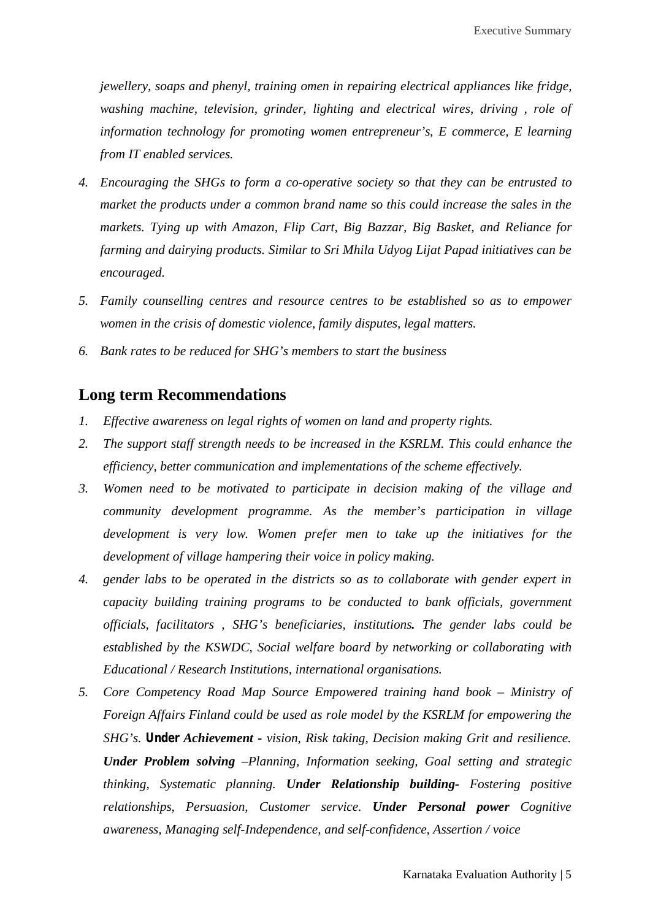*jewellery, soaps and phenyl, training omen in repairing electrical appliances like fridge, washing machine, television, grinder, lighting and electrical wires, driving , role of information technology for promoting women entrepreneur's, E commerce, E learning from IT enabled services.*

4. *Encouraging the SHGs to form a co-operative society so that they can be entrusted to market the products under a common brand name so this could increase the sales in the markets. Tying up with Amazon, Flip Cart, Big Bazzar, Big Basket, and Reliance for farming and dairying products. Similar to Sri Mhila Udyog Lijat Papad initiatives can be encouraged.*
5. *Family counselling centres and resource centres to be established so as to empower women in the crisis of domestic violence, family disputes, legal matters.*
6. *Bank rates to be reduced for SHG's members to start the business*

## Long term Recommendations

1. *Effective awareness on legal rights of women on land and property rights.*
2. *The support staff strength needs to be increased in the KSRLM. This could enhance the efficiency, better communication and implementations of the scheme effectively.*
3. *Women need to be motivated to participate in decision making of the village and community development programme. As the member's participation in village development is very low. Women prefer men to take up the initiatives for the development of village hampering their voice in policy making.*
4. *gender labs to be operated in the districts so as to collaborate with gender expert in capacity building training programs to be conducted to bank officials, government officials, facilitators , SHG's beneficiaries, institutions**.** The gender labs could be established by the KSWDC, Social welfare board by networking or collaborating with Educational / Research Institutions, international organisations.*
5. *Core Competency Road Map Source Empowered training hand book – Ministry of Foreign Affairs Finland could be used as role model by the KSRLM for empowering the SHG's.* **Under** ***Achievement*** *- vision, Risk taking, Decision making Grit and resilience.* ***Under Problem solving*** *–Planning, Information seeking, Goal setting and strategic thinking, Systematic planning.* ***Under Relationship building-*** *Fostering positive relationships, Persuasion, Customer service.* ***Under Personal power*** *Cognitive awareness, Managing self-Independence, and self-confidence, Assertion / voice*